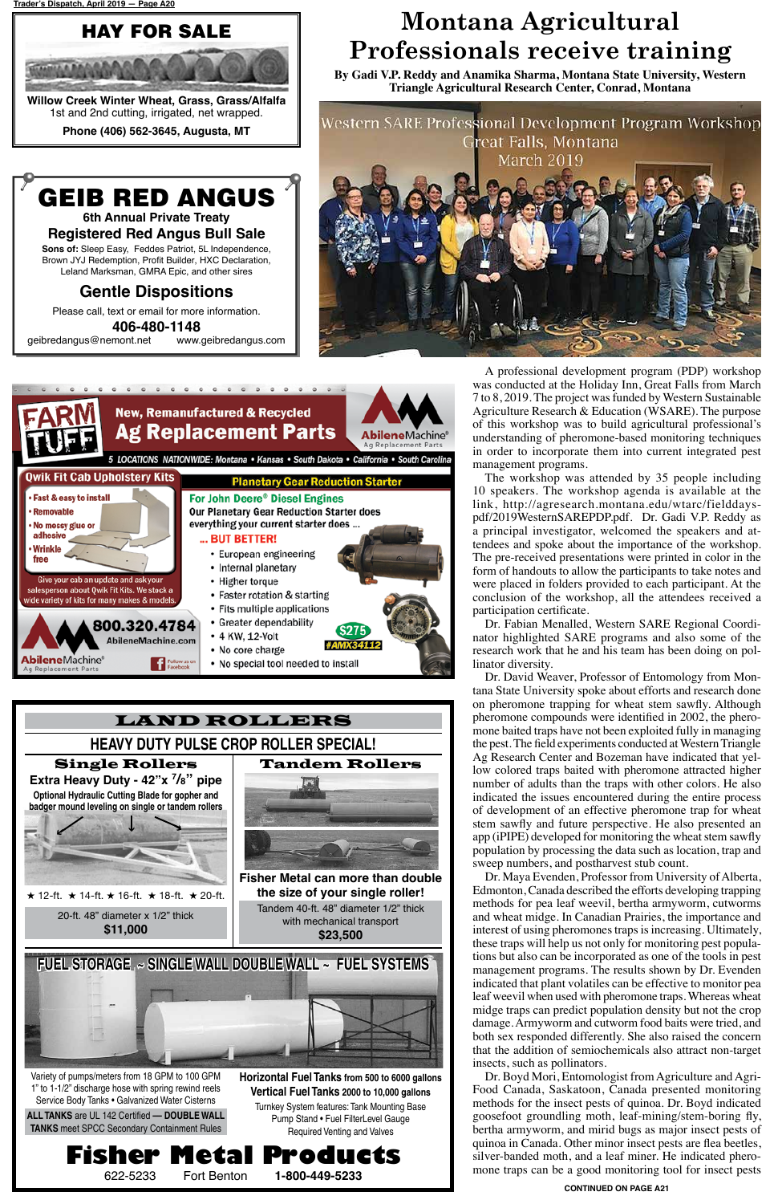# HAY FOR SALE

Willow Creek Winter Wheat, Grass, Grass/Alfalfa
1st and 2nd cutting, irrigated, net wrapped.

**Phone (406) 562-3645, Augusta, MT**

# GEIB RED ANGUS

**6th Annual Private Treaty**

**Registered Red Angus Bull Sale**

**Sons of:** Sleep Easy, Feddes Patriot, 5L Independence, Brown JYJ Redemption, Profit Builder, HXC Declaration, Leland Marksman, GMRA Epic, and other sires

## Gentle Dispositions

Please call, text or email for more information.

**406-480-1148**

geibredangus@nemont.net www.geibredangus.com

# FARM TUFF

**New, Remanufactured & Recycled**

## Ag Replacement Parts

AbileneMachine® Ag Replacement Parts

5 LOCATIONS NATIONWIDE: Montana • Kansas • South Dakota • California • South Carolina

### Qwik Fit Cab Upholstery Kits

- Fast & easy to install
- Removable
- No messy glue or adhesive
- Wrinkle free

Give your cab an update and ask your salesperson about Qwik Fit Kits. We stock a wide variety of kits for many makes & models.

**800.320.4784**
AbileneMachine.com

Follow us on Facebook

### Planetary Gear Reduction Starter

**For John Deere® Diesel Engines**

Our Planetary Gear Reduction Starter does everything your current starter does ...

**... BUT BETTER!**

- European engineering
- Internal planetary
- Higher torque
- Faster rotation & starting
- Fits multiple applications
- Greater dependability
- 4 KW, 12-Volt
- No core charge
- No special tool needed to install

**$275** #AMX34112

# LAND ROLLERS

## HEAVY DUTY PULSE CROP ROLLER SPECIAL!

### Single Rollers

**Extra Heavy Duty - 42"x 7/8" pipe**

Optional Hydraulic Cutting Blade for gopher and badger mound leveling on single or tandem rollers

★ 12-ft. ★ 14-ft. ★ 16-ft. ★ 18-ft. ★ 20-ft.

20-ft. 48" diameter x 1/2" thick
**$11,000**

### Tandem Rollers

**Fisher Metal can more than double the size of your single roller!**

Tandem 40-ft. 48" diameter 1/2" thick with mechanical transport
**$23,500**

## FUEL STORAGE ~ SINGLE WALL DOUBLE WALL ~ FUEL SYSTEMS

Variety of pumps/meters from 18 GPM to 100 GPM
1" to 1-1/2" discharge hose with spring rewind reels
Service Body Tanks • Galvanized Water Cisterns

**ALL TANKS are UL 142 Certified — DOUBLE WALL TANKS meet SPCC Secondary Containment Rules**

**Horizontal Fuel Tanks from 500 to 6000 gallons**
**Vertical Fuel Tanks 2000 to 10,000 gallons**

Turnkey System features: Tank Mounting Base
Pump Stand • Fuel FilterLevel Gauge
Required Venting and Valves

# Fisher Metal Products

622-5233 Fort Benton **1-800-449-5233**

# Montana Agricultural Professionals receive training

**By Gadi V.P. Reddy and Anamika Sharma, Montana State University, Western Triangle Agricultural Research Center, Conrad, Montana**

Western SARE Professional Development Program Workshop
Great Falls, Montana
March 2019

A professional development program (PDP) workshop was conducted at the Holiday Inn, Great Falls from March 7 to 8, 2019. The project was funded by Western Sustainable Agriculture Research & Education (WSARE). The purpose of this workshop was to build agricultural professional's understanding of pheromone-based monitoring techniques in order to incorporate them into current integrated pest management programs.

The workshop was attended by 35 people including 10 speakers. The workshop agenda is available at the link, http://agresearch.montana.edu/wtarc/fielddays-pdf/2019WesternSAREPDP.pdf. Dr. Gadi V.P. Reddy as a principal investigator, welcomed the speakers and attendees and spoke about the importance of the workshop. The pre-received presentations were printed in color in the form of handouts to allow the participants to take notes and were placed in folders provided to each participant. At the conclusion of the workshop, all the attendees received a participation certificate.

Dr. Fabian Menalled, Western SARE Regional Coordinator highlighted SARE programs and also some of the research work that he and his team has been doing on pollinator diversity.

Dr. David Weaver, Professor of Entomology from Montana State University spoke about efforts and research done on pheromone trapping for wheat stem sawfly. Although pheromone compounds were identified in 2002, the pheromone baited traps have not been exploited fully in managing the pest. The field experiments conducted at Western Triangle Ag Research Center and Bozeman have indicated that yellow colored traps baited with pheromone attracted higher number of adults than the traps with other colors. He also indicated the issues encountered during the entire process of development of an effective pheromone trap for wheat stem sawfly and future perspective. He also presented an app (iPIPE) developed for monitoring the wheat stem sawfly population by processing the data such as location, trap and sweep numbers, and postharvest stub count.

Dr. Maya Evenden, Professor from University of Alberta, Edmonton, Canada described the efforts developing trapping methods for pea leaf weevil, bertha armyworm, cutworms and wheat midge. In Canadian Prairies, the importance and interest of using pheromones traps is increasing. Ultimately, these traps will help us not only for monitoring pest populations but also can be incorporated as one of the tools in pest management programs. The results shown by Dr. Evenden indicated that plant volatiles can be effective to monitor pea leaf weevil when used with pheromone traps. Whereas wheat midge traps can predict population density but not the crop damage. Armyworm and cutworm food baits were tried, and both sex responded differently. She also raised the concern that the addition of semiochemicals also attract non-target insects, such as pollinators.

Dr. Boyd Mori, Entomologist from Agriculture and Agri-Food Canada, Saskatoon, Canada presented monitoring methods for the insect pests of quinoa. Dr. Boyd indicated goosefoot groundling moth, leaf-mining/stem-boring fly, bertha armyworm, and mirid bugs as major insect pests of quinoa in Canada. Other minor insect pests are flea beetles, silver-banded moth, and a leaf miner. He indicated pheromone traps can be a good monitoring tool for insect pests

CONTINUED ON PAGE A21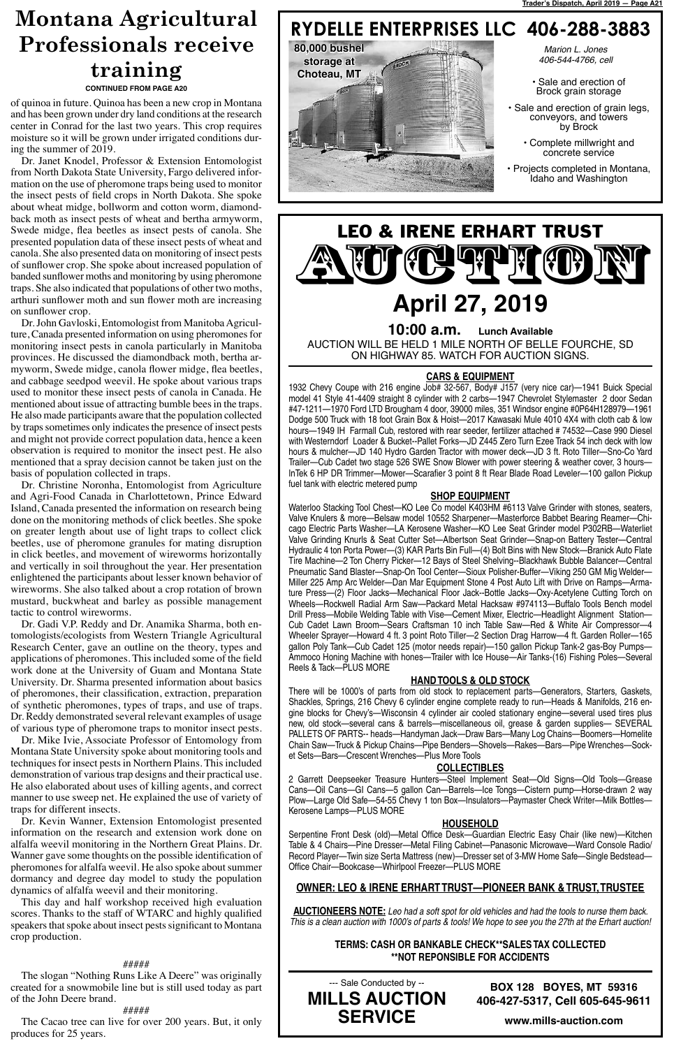# Montana Agricultural Professionals receive training

**CONTINUED FROM PAGE A20**

of quinoa in future. Quinoa has been a new crop in Montana and has been grown under dry land conditions at the research center in Conrad for the last two years. This crop requires moisture so it will be grown under irrigated conditions during the summer of 2019.

Dr. Janet Knodel, Professor & Extension Entomologist from North Dakota State University, Fargo delivered information on the use of pheromone traps being used to monitor the insect pests of field crops in North Dakota. She spoke about wheat midge, bollworm and cotton worm, diamondback moth as insect pests of wheat and bertha armyworm, Swede midge, flea beetles as insect pests of canola. She presented population data of these insect pests of wheat and canola. She also presented data on monitoring of insect pests of sunflower crop. She spoke about increased population of banded sunflower moths and monitoring by using pheromone traps. She also indicated that populations of other two moths, arthuri sunflower moth and sun flower moth are increasing on sunflower crop.

Dr. John Gavloski, Entomologist from Manitoba Agriculture, Canada presented information on using pheromones for monitoring insect pests in canola particularly in Manitoba provinces. He discussed the diamondback moth, bertha armyworm, Swede midge, canola flower midge, flea beetles, and cabbage seedpod weevil. He spoke about various traps used to monitor these insect pests of canola in Canada. He mentioned about issue of attracting bumble bees in the traps. He also made participants aware that the population collected by traps sometimes only indicates the presence of insect pests and might not provide correct population data, hence a keen observation is required to monitor the insect pest. He also mentioned that a spray decision cannot be taken just on the basis of population collected in traps.

Dr. Christine Noronha, Entomologist from Agriculture and Agri-Food Canada in Charlottetown, Prince Edward Island, Canada presented the information on research being done on the monitoring methods of click beetles. She spoke on greater length about use of light traps to collect click beetles, use of pheromone granules for mating disruption in click beetles, and movement of wireworms horizontally and vertically in soil throughout the year. Her presentation enlightened the participants about lesser known behavior of wireworms. She also talked about a crop rotation of brown mustard, buckwheat and barley as possible management tactic to control wireworms.

Dr. Gadi V.P. Reddy and Dr. Anamika Sharma, both entomologists/ecologists from Western Triangle Agricultural Research Center, gave an outline on the theory, types and applications of pheromones. This included some of the field work done at the University of Guam and Montana State University. Dr. Sharma presented information about basics of pheromones, their classification, extraction, preparation of synthetic pheromones, types of traps, and use of traps. Dr. Reddy demonstrated several relevant examples of usage of various type of pheromone traps to monitor insect pests.

Dr. Mike Ivie, Associate Professor of Entomology from Montana State University spoke about monitoring tools and techniques for insect pests in Northern Plains. This included demonstration of various trap designs and their practical use. He also elaborated about uses of killing agents, and correct manner to use sweep net. He explained the use of variety of traps for different insects.

Dr. Kevin Wanner, Extension Entomologist presented information on the research and extension work done on alfalfa weevil monitoring in the Northern Great Plains. Dr. Wanner gave some thoughts on the possible identification of pheromones for alfalfa weevil. He also spoke about summer dormancy and degree day model to study the population dynamics of alfalfa weevil and their monitoring.

This day and half workshop received high evaluation scores. Thanks to the staff of WTARC and highly qualified speakers that spoke about insect pests significant to Montana crop production.

#####

The slogan "Nothing Runs Like A Deere" was originally created for a snowmobile line but is still used today as part of the John Deere brand.

#####

The Cacao tree can live for over 200 years. But, it only produces for 25 years.

---

## RYDELLE ENTERPRISES LLC 406-288-3883

80,000 bushel storage at Choteau, MT

Marion L. Jones
406-544-4766, cell

- Sale and erection of Brock grain storage
- Sale and erection of grain legs, conveyors, and towers by Brock
- Complete millwright and concrete service
- Projects completed in Montana, Idaho and Washington

---

## LEO & IRENE ERHART TRUST AUCTION

# April 27, 2019

**10:00 a.m.** **Lunch Available**

AUCTION WILL BE HELD 1 MILE NORTH OF BELLE FOURCHE, SD ON HIGHWAY 85. WATCH FOR AUCTION SIGNS.

### CARS & EQUIPMENT

1932 Chevy Coupe with 216 engine Job# 32-567, Body# J157 (very nice car)—1941 Buick Special model 41 Style 41-4409 straight 8 cylinder with 2 carbs—1947 Chevrolet Stylemaster 2 door Sedan #47-1211—1970 Ford LTD Brougham 4 door, 39000 miles, 351 Windsor engine #0P64H128979—1961 Dodge 500 Truck with 18 foot Grain Box & Hoist—2017 Kawasaki Mule 4010 4X4 with cloth cab & low hours—1949 IH Farmall Cub, restored with rear seeder, fertilizer attached # 74532—Case 990 Diesel with Westerndorf Loader & Bucket--Pallet Forks—JD Z445 Zero Turn Ezee Track 54 inch deck with low hours & mulcher—JD 140 Hydro Garden Tractor with mower deck—JD 3 ft. Roto Tiller—Sno-Co Yard Trailer—Cub Cadet two stage 526 SWE Snow Blower with power steering & weather cover, 3 hours—InTek 6 HP DR Trimmer—Mower—Scarafier 3 point 8 ft Rear Blade Road Leveler—100 gallon Pickup fuel tank with electric metered pump

### SHOP EQUIPMENT

Waterloo Stacking Tool Chest—KO Lee Co model K403HM #6113 Valve Grinder with stones, seaters, Valve Knulers & more—Belsaw model 10552 Sharpener—Masterforce Babbet Bearing Reamer—Chicago Electric Parts Washer—LA Kerosene Washer—KO Lee Seat Grinder model P302RB—Waterliet Valve Grinding Knurls & Seat Cutter Set—Albertson Seat Grinder—Snap-on Battery Tester—Central Hydraulic 4 ton Porta Power—(3) KAR Parts Bin Full—(4) Bolt Bins with New Stock—Branick Auto Flate Tire Machine—2 Ton Cherry Picker—12 Bays of Steel Shelving--Blackhawk Bubble Balancer—Central Pneumatic Sand Blaster—Snap-On Tool Center—Sioux Polisher-Buffer—Viking 250 GM Mig Welder—Miller 225 Amp Arc Welder—Dan Mar Equipment Stone 4 Post Auto Lift with Drive on Ramps—Armature Press—(2) Floor Jacks—Mechanical Floor Jack--Bottle Jacks—Oxy-Acetylene Cutting Torch on Wheels—Rockwell Radial Arm Saw—Packard Metal Hacksaw #974113—Buffalo Tools Bench model Drill Press—Mobile Welding Table with Vise—Cement Mixer, Electric—Headlight Alignment Station—Cub Cadet Lawn Broom—Sears Craftsman 10 inch Table Saw—Red & White Air Compressor—4 Wheeler Sprayer—Howard 4 ft. 3 point Roto Tiller—2 Section Drag Harrow—4 ft. Garden Roller—165 gallon Poly Tank—Cub Cadet 125 (motor needs repair)—150 gallon Pickup Tank-2 gas-Boy Pumps—Ammoco Honing Machine with hones—Trailer with Ice House—Air Tanks-(16) Fishing Poles—Several Reels & Tack—PLUS MORE

### HAND TOOLS & OLD STOCK

There will be 1000's of parts from old stock to replacement parts—Generators, Starters, Gaskets, Shackles, Springs, 216 Chevy 6 cylinder engine complete ready to run—Heads & Manifolds, 216 engine blocks for Chevy's—Wisconsin 4 cylinder air cooled stationary engine—several used tires plus new, old stock—several cans & barrels—miscellaneous oil, grease & garden supplies— SEVERAL PALLETS OF PARTS-- heads—Handyman Jack—Draw Bars—Many Log Chains—Boomers—Homelite Chain Saw—Truck & Pickup Chains—Pipe Benders—Shovels—Rakes—Bars—Pipe Wrenches—Socket Sets—Bars—Crescent Wrenches—Plus More Tools

### COLLECTIBLES

2 Garrett Deepseeker Treasure Hunters—Steel Implement Seat—Old Signs—Old Tools—Grease Cans—Oil Cans—GI Cans—5 gallon Can—Barrels—Ice Tongs—Cistern pump—Horse-drawn 2 way Plow—Large Old Safe—54-55 Chevy 1 ton Box—Insulators—Paymaster Check Writer—Milk Bottles—Kerosene Lamps—PLUS MORE

### HOUSEHOLD

Serpentine Front Desk (old)—Metal Office Desk—Guardian Electric Easy Chair (like new)—Kitchen Table & 4 Chairs—Pine Dresser—Metal Filing Cabinet—Panasonic Microwave—Ward Console Radio/Record Player—Twin size Serta Mattress (new)—Dresser set of 3-MW Home Safe—Single Bedstead—Office Chair—Bookcase—Whirlpool Freezer—PLUS MORE

**OWNER: LEO & IRENE ERHART TRUST—PIONEER BANK & TRUST, TRUSTEE**

**AUCTIONEERS NOTE:** *Leo had a soft spot for old vehicles and had the tools to nurse them back. This is a clean auction with 1000's of parts & tools! We hope to see you the 27th at the Erhart auction!*

**TERMS: CASH OR BANKABLE CHECK\*\*SALES TAX COLLECTED**
**\*\*NOT REPONSIBLE FOR ACCIDENTS**

--- Sale Conducted by --
**MILLS AUCTION SERVICE**

**BOX 128 BOYES, MT 59316**
**406-427-5317, Cell 605-645-9611**
**www.mills-auction.com**